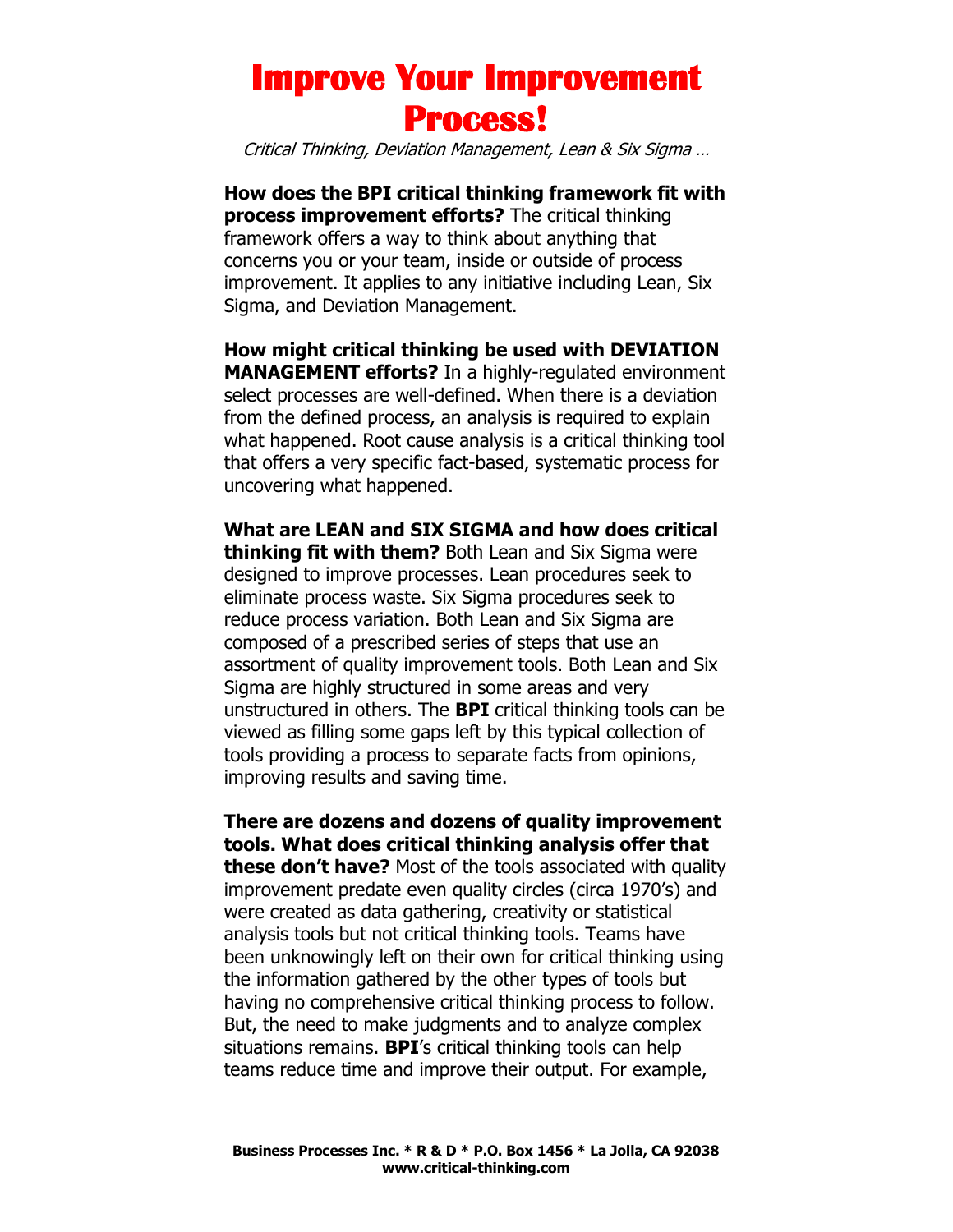# Improve Your Improvement Process!

*Critical Thinking, Deviation Management, Lean & Six Sigma …*

**How does the BPI critical thinking framework fit with process improvement efforts?** The critical thinking framework offers a way to think about anything that concerns you or your team, inside or outside of process improvement. It applies to any initiative including Lean, Six Sigma, and Deviation Management.

**How might critical thinking be used with DEVIATION MANAGEMENT efforts?** In a highly-regulated environment select processes are well-defined. When there is a deviation from the defined process, an analysis is required to explain what happened. Root cause analysis is a critical thinking tool that offers a very specific fact-based, systematic process for uncovering what happened.

**What are LEAN and SIX SIGMA and how does critical thinking fit with them?** Both Lean and Six Sigma were designed to improve processes. Lean procedures seek to eliminate process waste. Six Sigma procedures seek to reduce process variation. Both Lean and Six Sigma are composed of a prescribed series of steps that use an assortment of quality improvement tools. Both Lean and Six Sigma are highly structured in some areas and very unstructured in others. The **BPI** critical thinking tools can be viewed as filling some gaps left by this typical collection of tools providing a process to separate facts from opinions, improving results and saving time.

**There are dozens and dozens of quality improvement tools. What does critical thinking analysis offer that these don't have?** Most of the tools associated with quality improvement predate even quality circles (circa 1970's) and were created as data gathering, creativity or statistical analysis tools but not critical thinking tools. Teams have been unknowingly left on their own for critical thinking using the information gathered by the other types of tools but having no comprehensive critical thinking process to follow. But, the need to make judgments and to analyze complex situations remains. **BPI**'s critical thinking tools can help teams reduce time and improve their output. For example,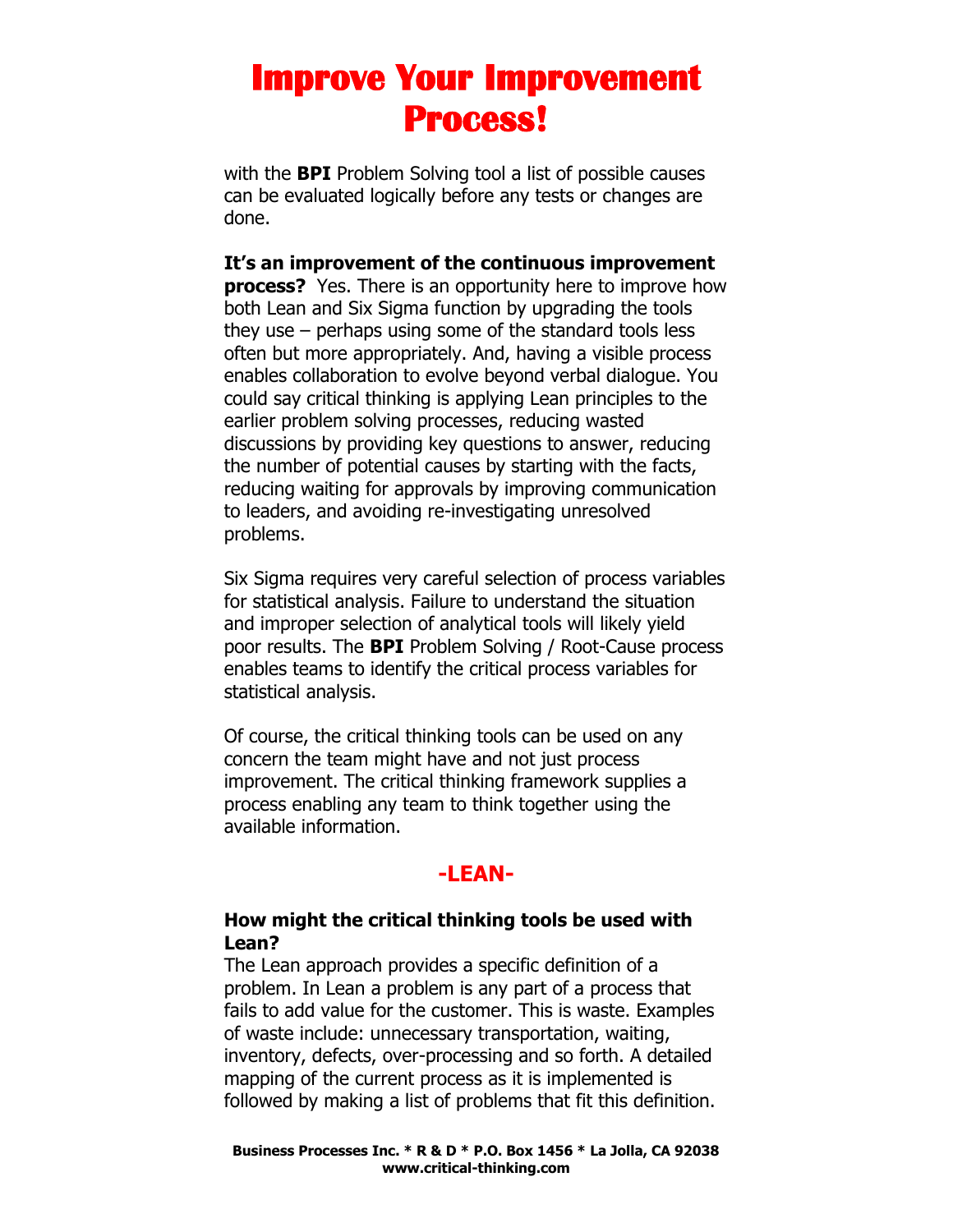# Improve Your Improvement Process!

with the **BPI** Problem Solving tool a list of possible causes can be evaluated logically before any tests or changes are done.

**It's an improvement of the continuous improvement process?** Yes. There is an opportunity here to improve how both Lean and Six Sigma function by upgrading the tools they use – perhaps using some of the standard tools less often but more appropriately. And, having a visible process enables collaboration to evolve beyond verbal dialogue. You could say critical thinking is applying Lean principles to the earlier problem solving processes, reducing wasted discussions by providing key questions to answer, reducing the number of potential causes by starting with the facts, reducing waiting for approvals by improving communication to leaders, and avoiding re-investigating unresolved problems.

Six Sigma requires very careful selection of process variables for statistical analysis. Failure to understand the situation and improper selection of analytical tools will likely yield poor results. The **BPI** Problem Solving / Root-Cause process enables teams to identify the critical process variables for statistical analysis.

Of course, the critical thinking tools can be used on any concern the team might have and not just process improvement. The critical thinking framework supplies a process enabling any team to think together using the available information.

## -LEAN-

**How might the critical thinking tools be used with Lean?**
The Lean approach provides a specific definition of a problem. In Lean a problem is any part of a process that fails to add value for the customer. This is waste. Examples of waste include: unnecessary transportation, waiting, inventory, defects, over-processing and so forth. A detailed mapping of the current process as it is implemented is followed by making a list of problems that fit this definition.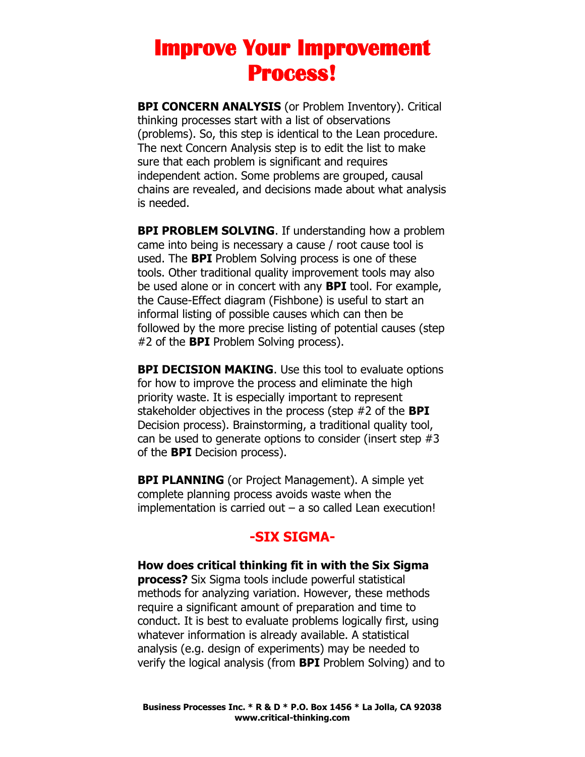# Improve Your Improvement Process!

**BPI CONCERN ANALYSIS** (or Problem Inventory). Critical thinking processes start with a list of observations (problems). So, this step is identical to the Lean procedure. The next Concern Analysis step is to edit the list to make sure that each problem is significant and requires independent action. Some problems are grouped, causal chains are revealed, and decisions made about what analysis is needed.

**BPI PROBLEM SOLVING**. If understanding how a problem came into being is necessary a cause / root cause tool is used. The **BPI** Problem Solving process is one of these tools. Other traditional quality improvement tools may also be used alone or in concert with any **BPI** tool. For example, the Cause-Effect diagram (Fishbone) is useful to start an informal listing of possible causes which can then be followed by the more precise listing of potential causes (step #2 of the **BPI** Problem Solving process).

**BPI DECISION MAKING**. Use this tool to evaluate options for how to improve the process and eliminate the high priority waste. It is especially important to represent stakeholder objectives in the process (step #2 of the **BPI** Decision process). Brainstorming, a traditional quality tool, can be used to generate options to consider (insert step #3 of the **BPI** Decision process).

**BPI PLANNING** (or Project Management). A simple yet complete planning process avoids waste when the implementation is carried out – a so called Lean execution!

## -SIX SIGMA-

**How does critical thinking fit in with the Six Sigma process?** Six Sigma tools include powerful statistical methods for analyzing variation. However, these methods require a significant amount of preparation and time to conduct. It is best to evaluate problems logically first, using whatever information is already available. A statistical analysis (e.g. design of experiments) may be needed to verify the logical analysis (from **BPI** Problem Solving) and to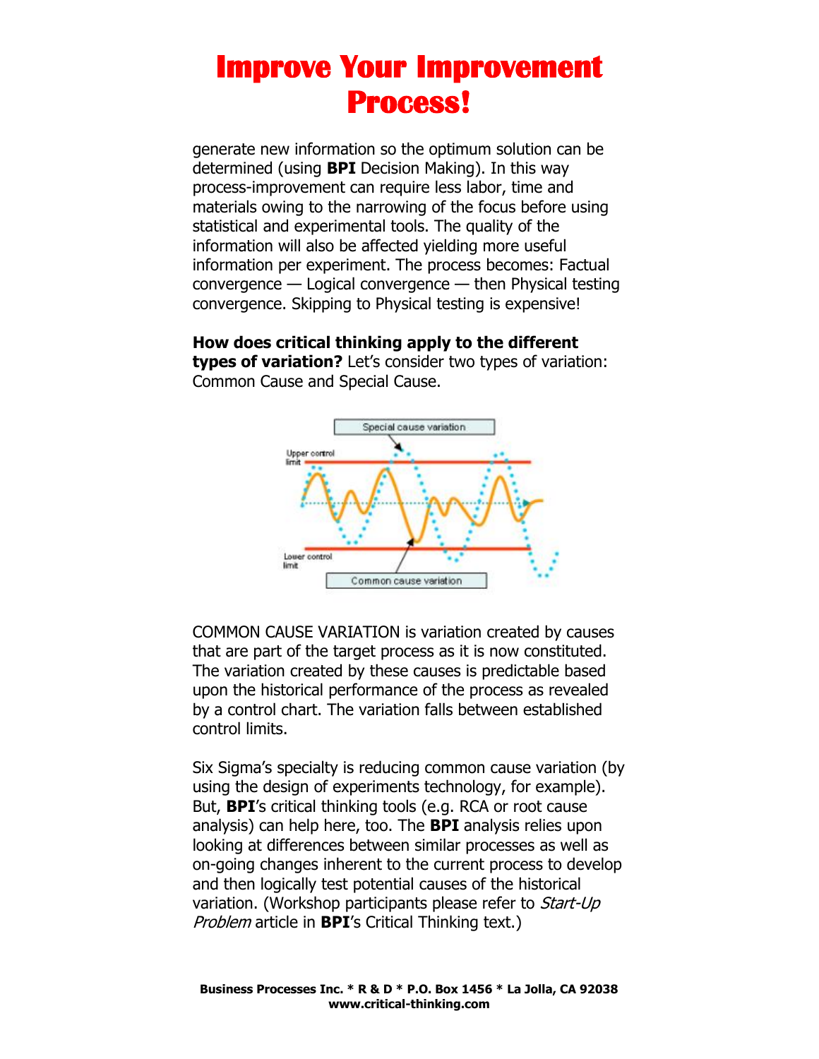generate new information so the optimum solution can be determined (using **BPI** Decision Making). In this way process-improvement can require less labor, time and materials owing to the narrowing of the focus before using statistical and experimental tools. The quality of the information will also be affected yielding more useful information per experiment. The process becomes: Factual convergence — Logical convergence — then Physical testing convergence. Skipping to Physical testing is expensive!

**How does critical thinking apply to the different types of variation?** Let's consider two types of variation: Common Cause and Special Cause.

COMMON CAUSE VARIATION is variation created by causes that are part of the target process as it is now constituted. The variation created by these causes is predictable based upon the historical performance of the process as revealed by a control chart. The variation falls between established control limits.

Six Sigma's specialty is reducing common cause variation (by using the design of experiments technology, for example). But, **BPI**'s critical thinking tools (e.g. RCA or root cause analysis) can help here, too. The **BPI** analysis relies upon looking at differences between similar processes as well as on-going changes inherent to the current process to develop and then logically test potential causes of the historical variation. (Workshop participants please refer to *Start-Up Problem* article in **BPI**'s Critical Thinking text.)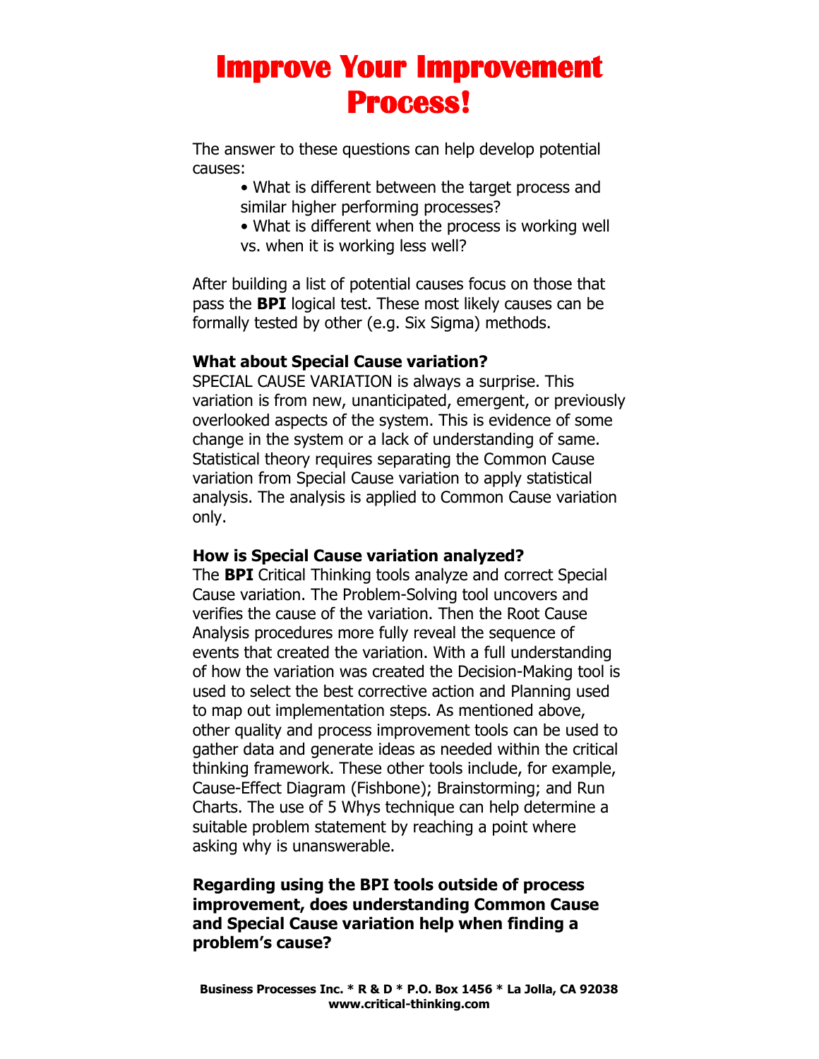# Improve Your Improvement Process!

The answer to these questions can help develop potential causes:

- What is different between the target process and similar higher performing processes?
- What is different when the process is working well vs. when it is working less well?

After building a list of potential causes focus on those that pass the **BPI** logical test. These most likely causes can be formally tested by other (e.g. Six Sigma) methods.

**What about Special Cause variation?**

SPECIAL CAUSE VARIATION is always a surprise. This variation is from new, unanticipated, emergent, or previously overlooked aspects of the system. This is evidence of some change in the system or a lack of understanding of same. Statistical theory requires separating the Common Cause variation from Special Cause variation to apply statistical analysis. The analysis is applied to Common Cause variation only.

**How is Special Cause variation analyzed?**

The **BPI** Critical Thinking tools analyze and correct Special Cause variation. The Problem-Solving tool uncovers and verifies the cause of the variation. Then the Root Cause Analysis procedures more fully reveal the sequence of events that created the variation. With a full understanding of how the variation was created the Decision-Making tool is used to select the best corrective action and Planning used to map out implementation steps. As mentioned above, other quality and process improvement tools can be used to gather data and generate ideas as needed within the critical thinking framework. These other tools include, for example, Cause-Effect Diagram (Fishbone); Brainstorming; and Run Charts. The use of 5 Whys technique can help determine a suitable problem statement by reaching a point where asking why is unanswerable.

**Regarding using the BPI tools outside of process improvement, does understanding Common Cause and Special Cause variation help when finding a problem's cause?**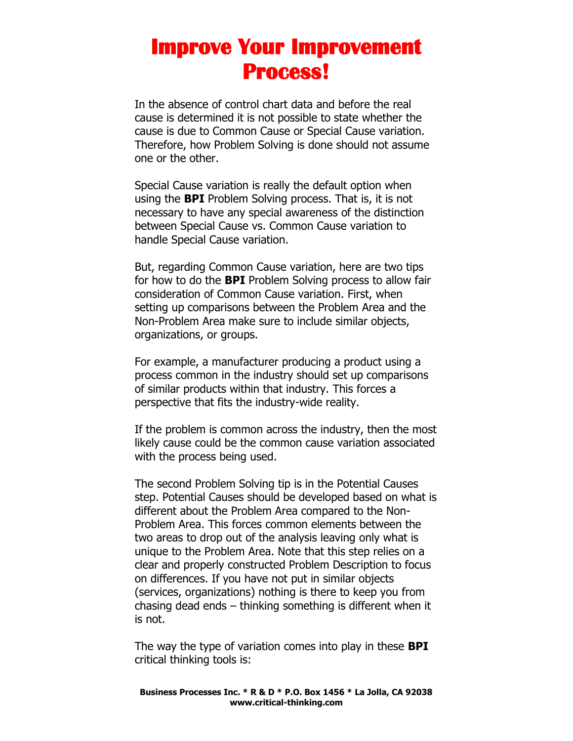# Improve Your Improvement Process!

In the absence of control chart data and before the real cause is determined it is not possible to state whether the cause is due to Common Cause or Special Cause variation. Therefore, how Problem Solving is done should not assume one or the other.

Special Cause variation is really the default option when using the **BPI** Problem Solving process. That is, it is not necessary to have any special awareness of the distinction between Special Cause vs. Common Cause variation to handle Special Cause variation.

But, regarding Common Cause variation, here are two tips for how to do the **BPI** Problem Solving process to allow fair consideration of Common Cause variation. First, when setting up comparisons between the Problem Area and the Non-Problem Area make sure to include similar objects, organizations, or groups.

For example, a manufacturer producing a product using a process common in the industry should set up comparisons of similar products within that industry. This forces a perspective that fits the industry-wide reality.

If the problem is common across the industry, then the most likely cause could be the common cause variation associated with the process being used.

The second Problem Solving tip is in the Potential Causes step. Potential Causes should be developed based on what is different about the Problem Area compared to the Non-Problem Area. This forces common elements between the two areas to drop out of the analysis leaving only what is unique to the Problem Area. Note that this step relies on a clear and properly constructed Problem Description to focus on differences. If you have not put in similar objects (services, organizations) nothing is there to keep you from chasing dead ends – thinking something is different when it is not.

The way the type of variation comes into play in these **BPI** critical thinking tools is:

**Business Processes Inc. * R & D * P.O. Box 1456 * La Jolla, CA 92038**
**www.critical-thinking.com**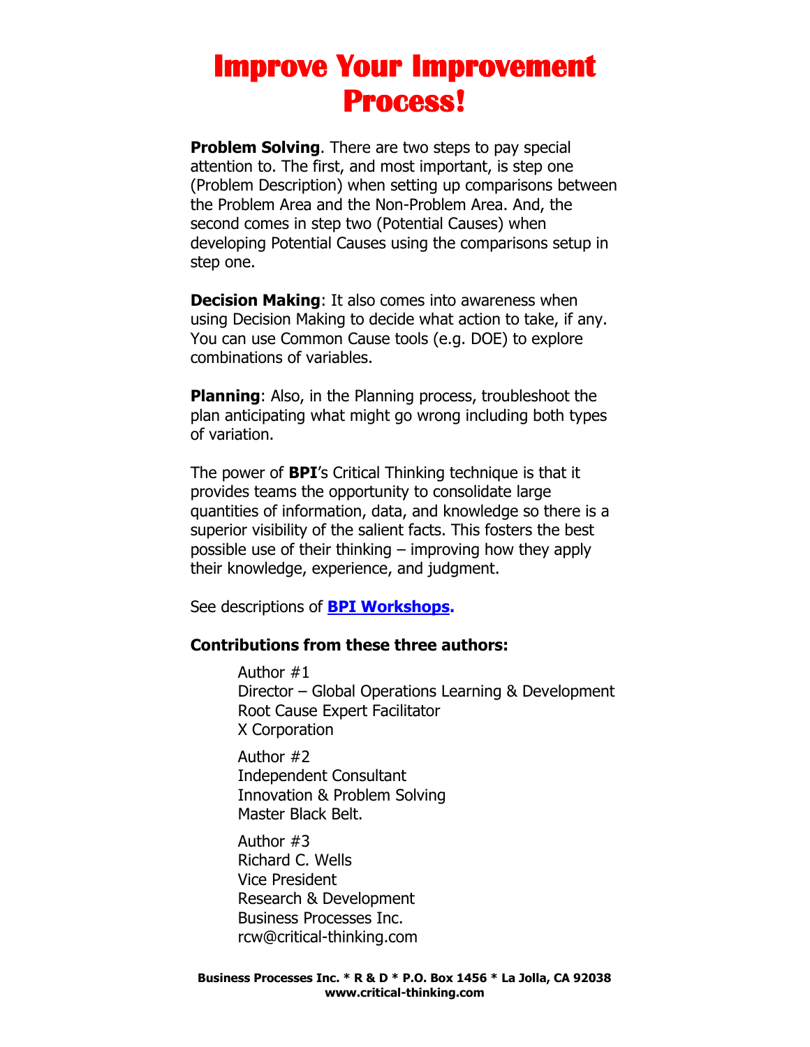# Improve Your Improvement Process!

**Problem Solving**. There are two steps to pay special attention to. The first, and most important, is step one (Problem Description) when setting up comparisons between the Problem Area and the Non-Problem Area. And, the second comes in step two (Potential Causes) when developing Potential Causes using the comparisons setup in step one.

**Decision Making**: It also comes into awareness when using Decision Making to decide what action to take, if any. You can use Common Cause tools (e.g. DOE) to explore combinations of variables.

**Planning**: Also, in the Planning process, troubleshoot the plan anticipating what might go wrong including both types of variation.

The power of **BPI**'s Critical Thinking technique is that it provides teams the opportunity to consolidate large quantities of information, data, and knowledge so there is a superior visibility of the salient facts. This fosters the best possible use of their thinking – improving how they apply their knowledge, experience, and judgment.

See descriptions of **BPI Workshops.**

**Contributions from these three authors:**

Author #1
Director – Global Operations Learning & Development
Root Cause Expert Facilitator
X Corporation

Author #2
Independent Consultant
Innovation & Problem Solving
Master Black Belt.

Author #3
Richard C. Wells
Vice President
Research & Development
Business Processes Inc.
rcw@critical-thinking.com

**Business Processes Inc. * R & D * P.O. Box 1456 * La Jolla, CA 92038**
**www.critical-thinking.com**